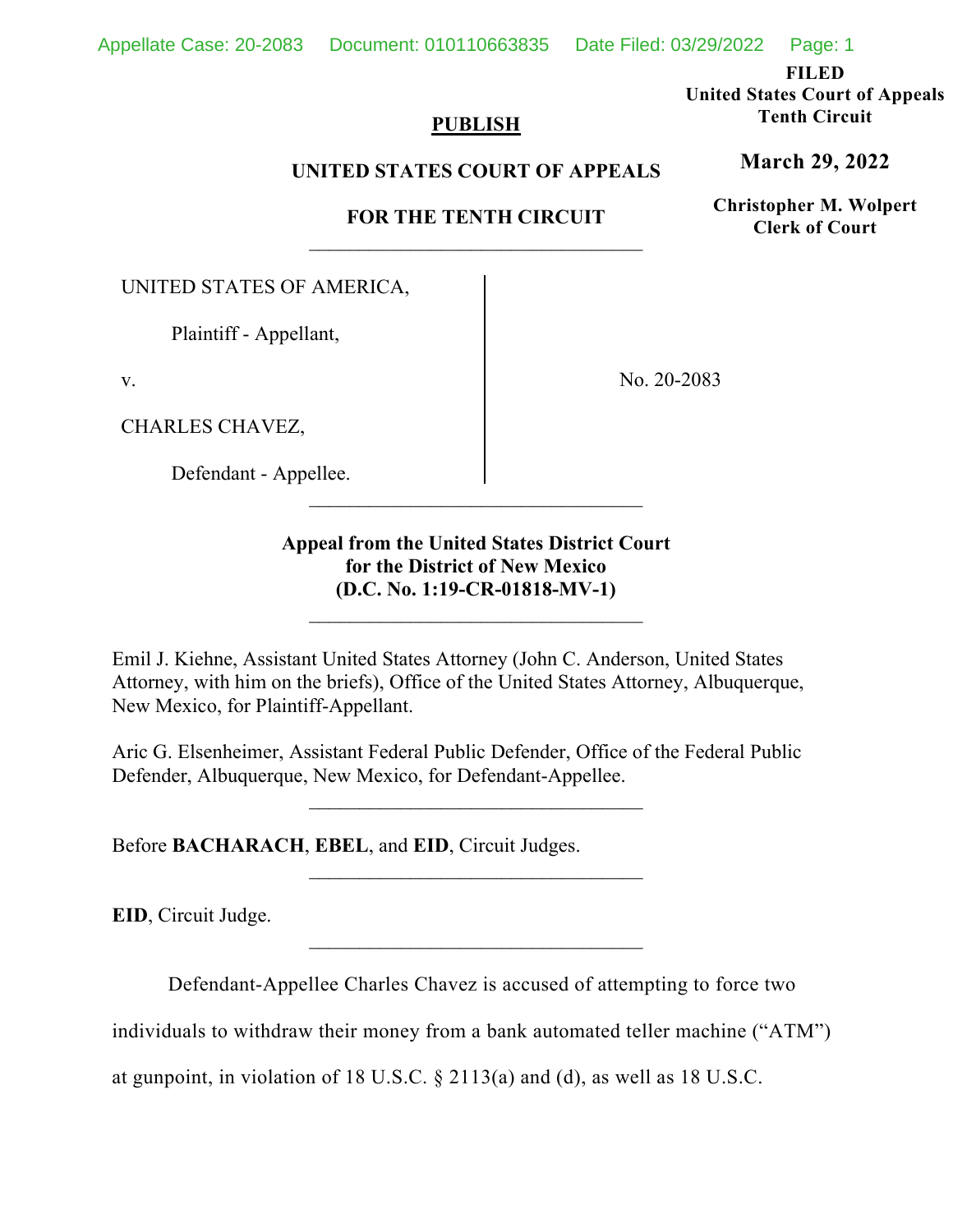FILED
United States Court of Appeals
Tenth Circuit

**March 29, 2022**

Christopher M. Wolpert
Clerk of Court

**PUBLISH**

**UNITED STATES COURT OF APPEALS**

**FOR THE TENTH CIRCUIT**

---

UNITED STATES OF AMERICA,

Plaintiff - Appellant,

v.

CHARLES CHAVEZ,

Defendant - Appellee.

No. 20-2083

---

**Appeal from the United States District Court for the District of New Mexico (D.C. No. 1:19-CR-01818-MV-1)**

---

Emil J. Kiehne, Assistant United States Attorney (John C. Anderson, United States Attorney, with him on the briefs), Office of the United States Attorney, Albuquerque, New Mexico, for Plaintiff-Appellant.

Aric G. Elsenheimer, Assistant Federal Public Defender, Office of the Federal Public Defender, Albuquerque, New Mexico, for Defendant-Appellee.

---

Before **BACHARACH**, **EBEL**, and **EID**, Circuit Judges.

---

**EID**, Circuit Judge.

---

Defendant-Appellee Charles Chavez is accused of attempting to force two individuals to withdraw their money from a bank automated teller machine ("ATM") at gunpoint, in violation of 18 U.S.C. § 2113(a) and (d), as well as 18 U.S.C.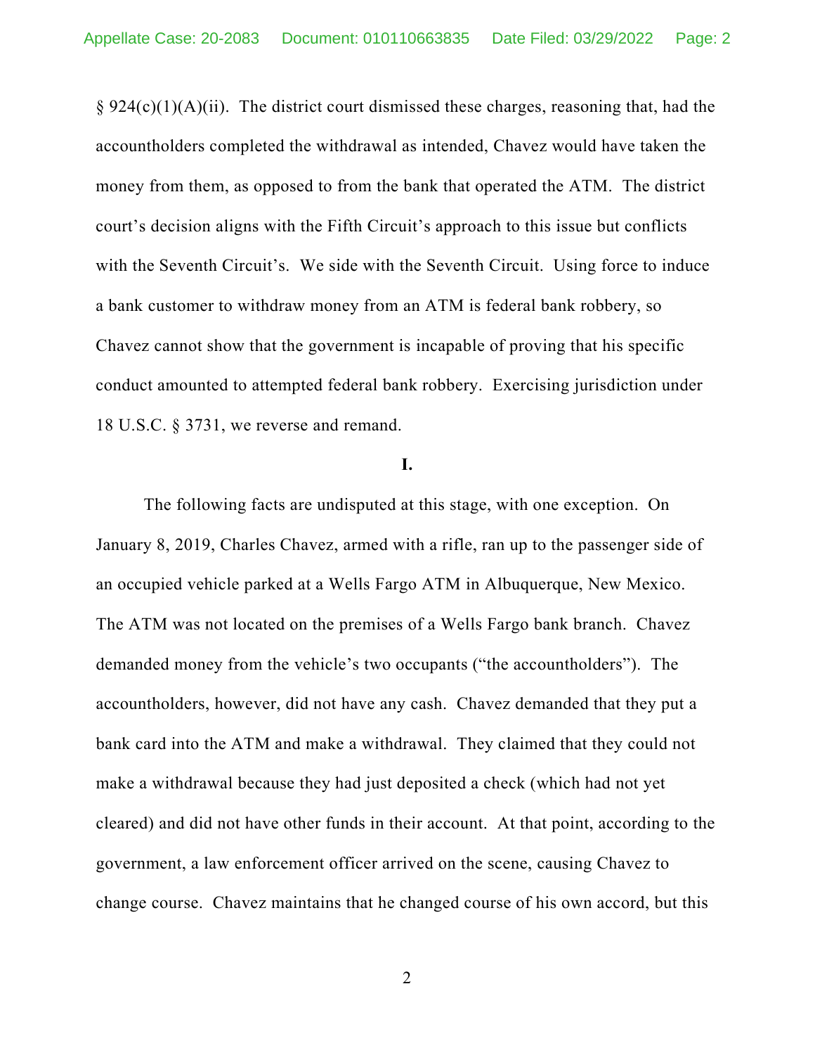§ 924(c)(1)(A)(ii). The district court dismissed these charges, reasoning that, had the accountholders completed the withdrawal as intended, Chavez would have taken the money from them, as opposed to from the bank that operated the ATM. The district court's decision aligns with the Fifth Circuit's approach to this issue but conflicts with the Seventh Circuit's. We side with the Seventh Circuit. Using force to induce a bank customer to withdraw money from an ATM is federal bank robbery, so Chavez cannot show that the government is incapable of proving that his specific conduct amounted to attempted federal bank robbery. Exercising jurisdiction under 18 U.S.C. § 3731, we reverse and remand.

## I.

The following facts are undisputed at this stage, with one exception. On January 8, 2019, Charles Chavez, armed with a rifle, ran up to the passenger side of an occupied vehicle parked at a Wells Fargo ATM in Albuquerque, New Mexico. The ATM was not located on the premises of a Wells Fargo bank branch. Chavez demanded money from the vehicle's two occupants ("the accountholders"). The accountholders, however, did not have any cash. Chavez demanded that they put a bank card into the ATM and make a withdrawal. They claimed that they could not make a withdrawal because they had just deposited a check (which had not yet cleared) and did not have other funds in their account. At that point, according to the government, a law enforcement officer arrived on the scene, causing Chavez to change course. Chavez maintains that he changed course of his own accord, but this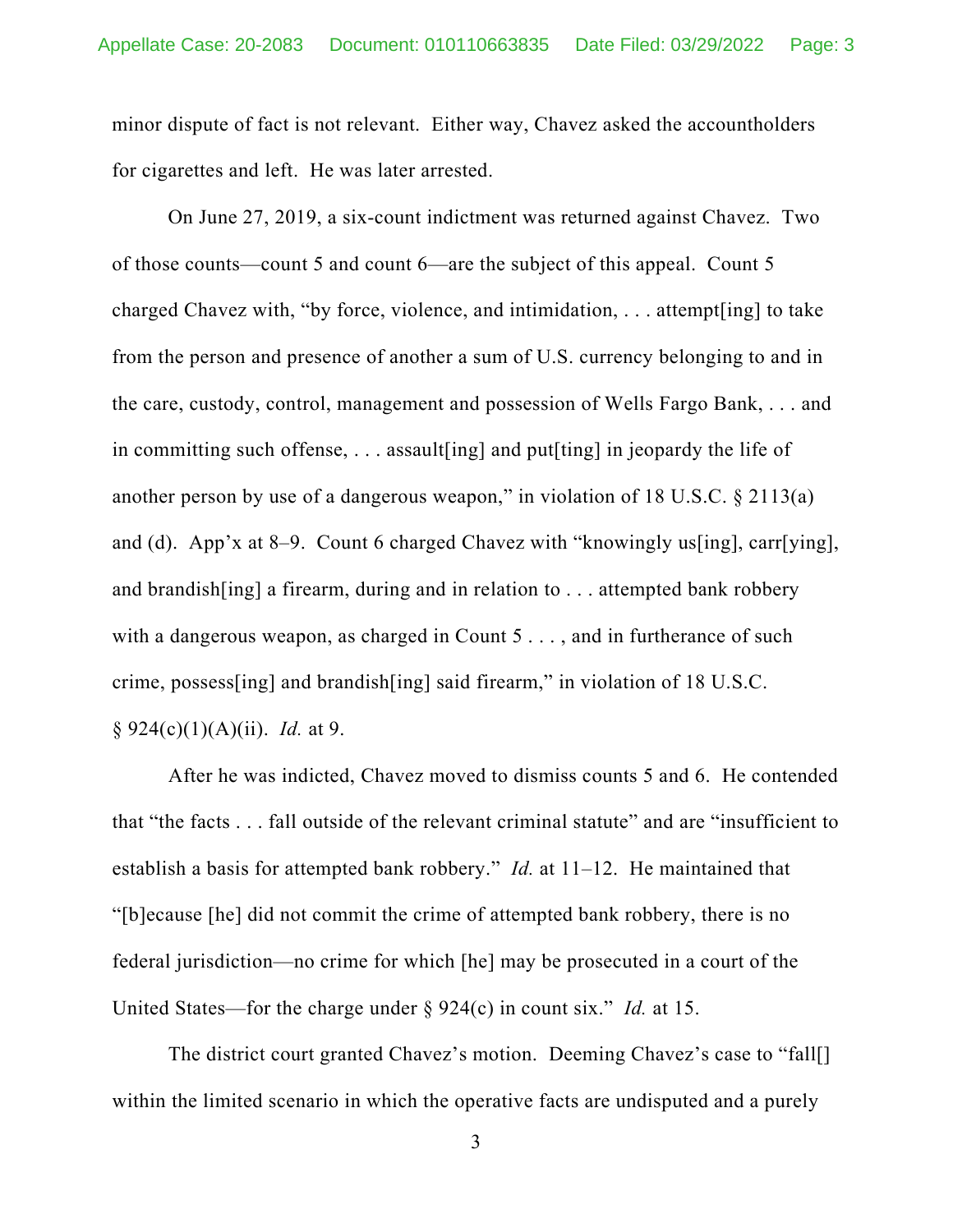minor dispute of fact is not relevant. Either way, Chavez asked the accountholders for cigarettes and left. He was later arrested.

On June 27, 2019, a six-count indictment was returned against Chavez. Two of those counts—count 5 and count 6—are the subject of this appeal. Count 5 charged Chavez with, "by force, violence, and intimidation, . . . attempt[ing] to take from the person and presence of another a sum of U.S. currency belonging to and in the care, custody, control, management and possession of Wells Fargo Bank, . . . and in committing such offense, . . . assault[ing] and put[ting] in jeopardy the life of another person by use of a dangerous weapon," in violation of 18 U.S.C. § 2113(a) and (d). App'x at 8–9. Count 6 charged Chavez with "knowingly us[ing], carr[ying], and brandish[ing] a firearm, during and in relation to . . . attempted bank robbery with a dangerous weapon, as charged in Count 5 . . . , and in furtherance of such crime, possess[ing] and brandish[ing] said firearm," in violation of 18 U.S.C. § 924(c)(1)(A)(ii). *Id.* at 9.

After he was indicted, Chavez moved to dismiss counts 5 and 6. He contended that "the facts . . . fall outside of the relevant criminal statute" and are "insufficient to establish a basis for attempted bank robbery." *Id.* at 11–12. He maintained that "[b]ecause [he] did not commit the crime of attempted bank robbery, there is no federal jurisdiction—no crime for which [he] may be prosecuted in a court of the United States—for the charge under § 924(c) in count six." *Id.* at 15.

The district court granted Chavez's motion. Deeming Chavez's case to "fall[] within the limited scenario in which the operative facts are undisputed and a purely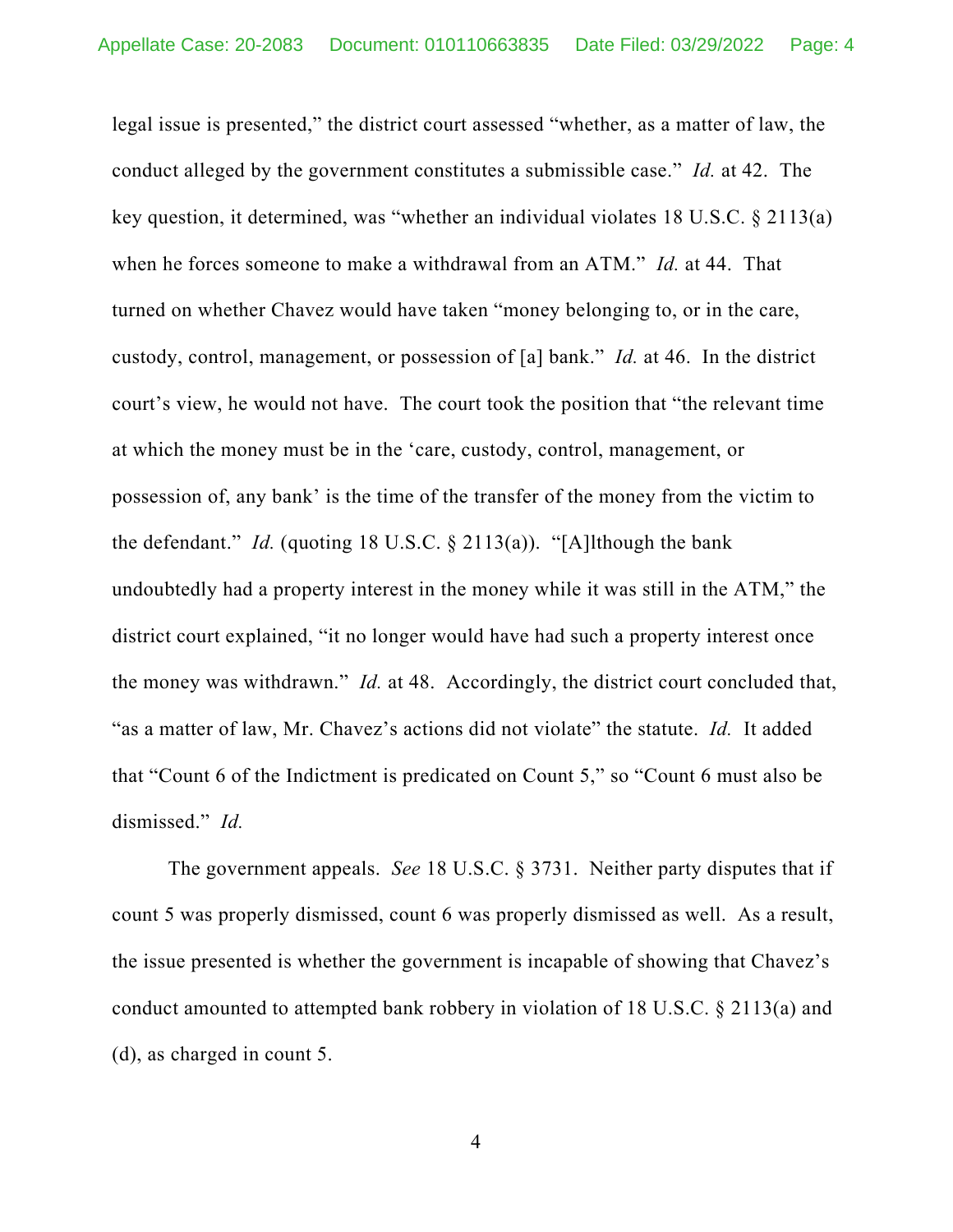legal issue is presented," the district court assessed "whether, as a matter of law, the conduct alleged by the government constitutes a submissible case." *Id.* at 42. The key question, it determined, was "whether an individual violates 18 U.S.C. § 2113(a) when he forces someone to make a withdrawal from an ATM." *Id.* at 44. That turned on whether Chavez would have taken "money belonging to, or in the care, custody, control, management, or possession of [a] bank." *Id.* at 46. In the district court's view, he would not have. The court took the position that "the relevant time at which the money must be in the 'care, custody, control, management, or possession of, any bank' is the time of the transfer of the money from the victim to the defendant." *Id.* (quoting 18 U.S.C. § 2113(a)). "[A]lthough the bank undoubtedly had a property interest in the money while it was still in the ATM," the district court explained, "it no longer would have had such a property interest once the money was withdrawn." *Id.* at 48. Accordingly, the district court concluded that, "as a matter of law, Mr. Chavez's actions did not violate" the statute. *Id.* It added that "Count 6 of the Indictment is predicated on Count 5," so "Count 6 must also be dismissed." *Id.*

The government appeals. *See* 18 U.S.C. § 3731. Neither party disputes that if count 5 was properly dismissed, count 6 was properly dismissed as well. As a result, the issue presented is whether the government is incapable of showing that Chavez's conduct amounted to attempted bank robbery in violation of 18 U.S.C. § 2113(a) and (d), as charged in count 5.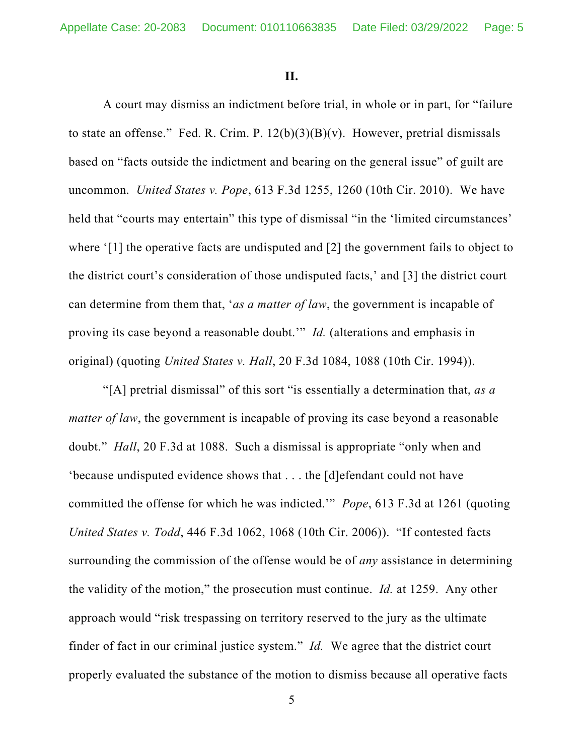**II.**

A court may dismiss an indictment before trial, in whole or in part, for "failure to state an offense." Fed. R. Crim. P. 12(b)(3)(B)(v). However, pretrial dismissals based on "facts outside the indictment and bearing on the general issue" of guilt are uncommon. *United States v. Pope*, 613 F.3d 1255, 1260 (10th Cir. 2010). We have held that "courts may entertain" this type of dismissal "in the 'limited circumstances' where '[1] the operative facts are undisputed and [2] the government fails to object to the district court's consideration of those undisputed facts,' and [3] the district court can determine from them that, '*as a matter of law*, the government is incapable of proving its case beyond a reasonable doubt.'" *Id.* (alterations and emphasis in original) (quoting *United States v. Hall*, 20 F.3d 1084, 1088 (10th Cir. 1994)).

"[A] pretrial dismissal" of this sort "is essentially a determination that, *as a matter of law*, the government is incapable of proving its case beyond a reasonable doubt." *Hall*, 20 F.3d at 1088. Such a dismissal is appropriate "only when and 'because undisputed evidence shows that . . . the [d]efendant could not have committed the offense for which he was indicted.'" *Pope*, 613 F.3d at 1261 (quoting *United States v. Todd*, 446 F.3d 1062, 1068 (10th Cir. 2006)). "If contested facts surrounding the commission of the offense would be of *any* assistance in determining the validity of the motion," the prosecution must continue. *Id.* at 1259. Any other approach would "risk trespassing on territory reserved to the jury as the ultimate finder of fact in our criminal justice system." *Id.* We agree that the district court properly evaluated the substance of the motion to dismiss because all operative facts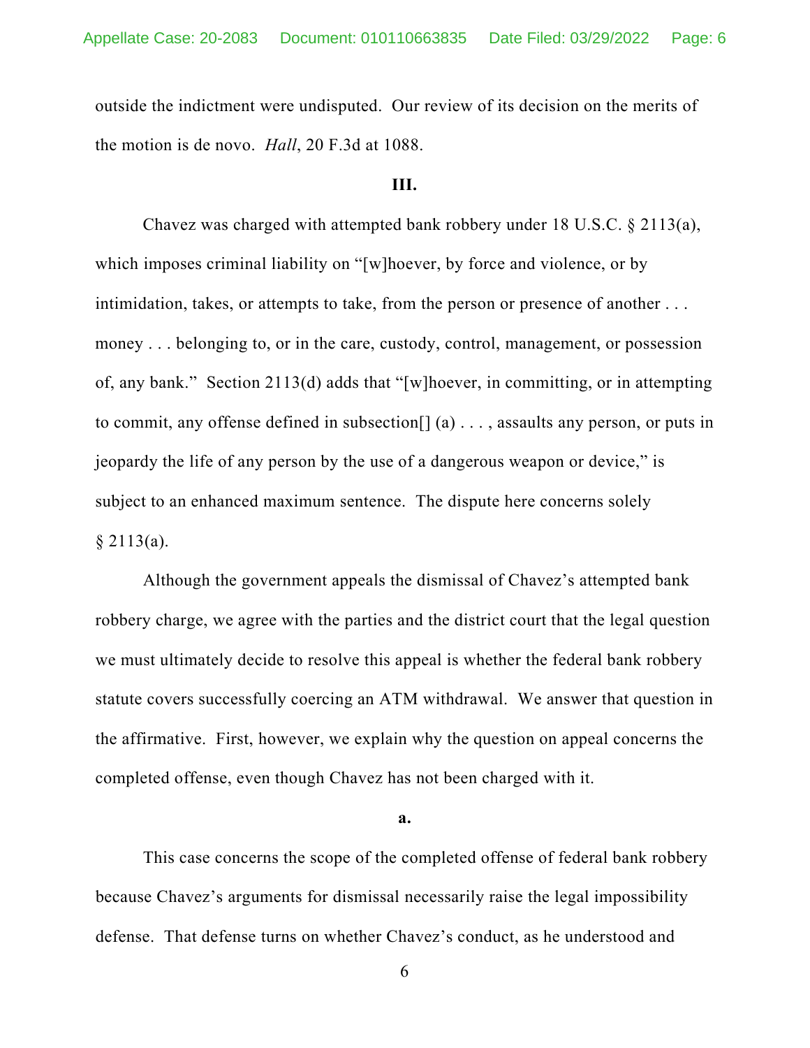outside the indictment were undisputed. Our review of its decision on the merits of the motion is de novo. *Hall*, 20 F.3d at 1088.

### III.

Chavez was charged with attempted bank robbery under 18 U.S.C. § 2113(a), which imposes criminal liability on "[w]hoever, by force and violence, or by intimidation, takes, or attempts to take, from the person or presence of another . . . money . . . belonging to, or in the care, custody, control, management, or possession of, any bank." Section 2113(d) adds that "[w]hoever, in committing, or in attempting to commit, any offense defined in subsection[] (a) . . . , assaults any person, or puts in jeopardy the life of any person by the use of a dangerous weapon or device," is subject to an enhanced maximum sentence. The dispute here concerns solely § 2113(a).

Although the government appeals the dismissal of Chavez's attempted bank robbery charge, we agree with the parties and the district court that the legal question we must ultimately decide to resolve this appeal is whether the federal bank robbery statute covers successfully coercing an ATM withdrawal. We answer that question in the affirmative. First, however, we explain why the question on appeal concerns the completed offense, even though Chavez has not been charged with it.

#### a.

This case concerns the scope of the completed offense of federal bank robbery because Chavez's arguments for dismissal necessarily raise the legal impossibility defense. That defense turns on whether Chavez's conduct, as he understood and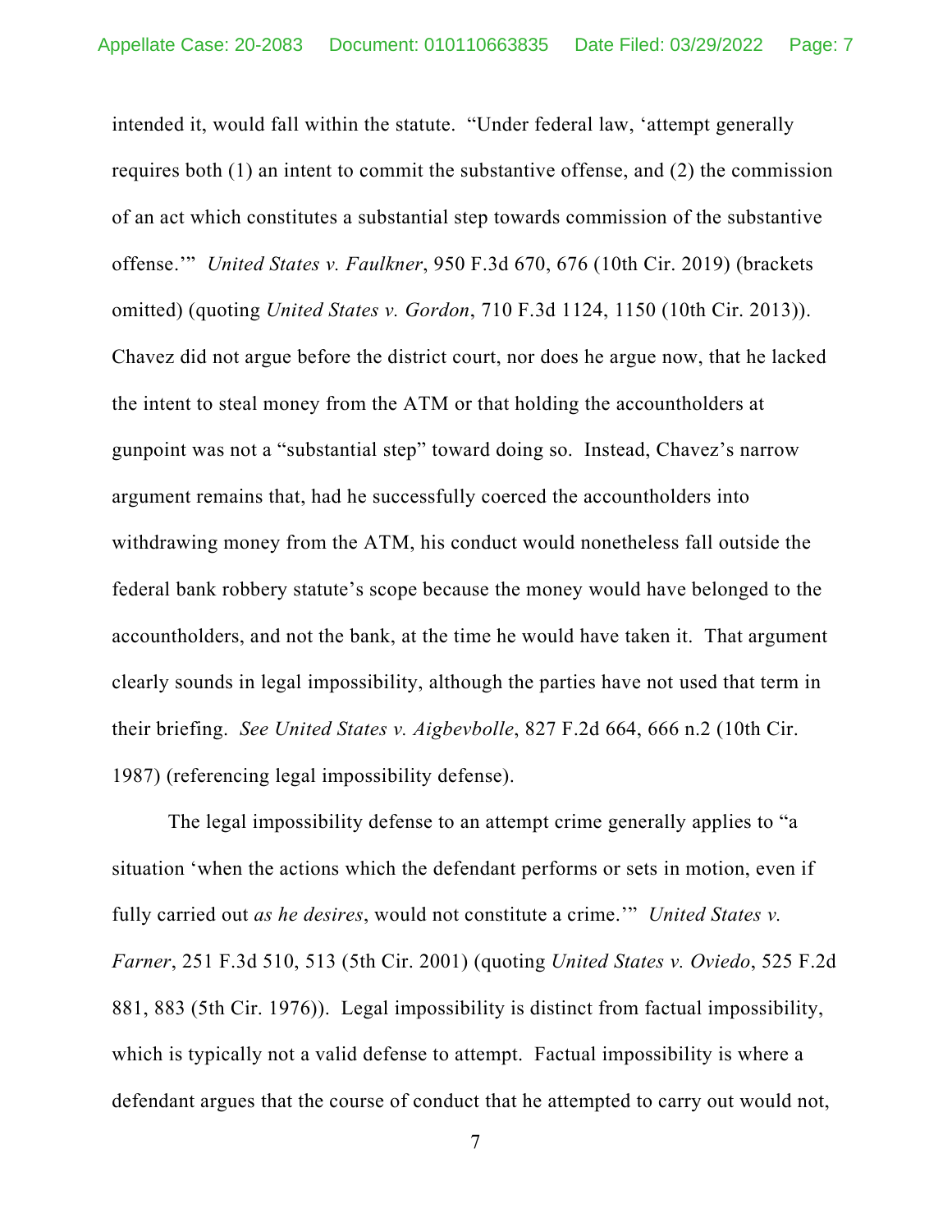intended it, would fall within the statute. "Under federal law, 'attempt generally requires both (1) an intent to commit the substantive offense, and (2) the commission of an act which constitutes a substantial step towards commission of the substantive offense.'" *United States v. Faulkner*, 950 F.3d 670, 676 (10th Cir. 2019) (brackets omitted) (quoting *United States v. Gordon*, 710 F.3d 1124, 1150 (10th Cir. 2013)). Chavez did not argue before the district court, nor does he argue now, that he lacked the intent to steal money from the ATM or that holding the accountholders at gunpoint was not a "substantial step" toward doing so. Instead, Chavez's narrow argument remains that, had he successfully coerced the accountholders into withdrawing money from the ATM, his conduct would nonetheless fall outside the federal bank robbery statute's scope because the money would have belonged to the accountholders, and not the bank, at the time he would have taken it. That argument clearly sounds in legal impossibility, although the parties have not used that term in their briefing. *See United States v. Aigbevbolle*, 827 F.2d 664, 666 n.2 (10th Cir. 1987) (referencing legal impossibility defense).

The legal impossibility defense to an attempt crime generally applies to "a situation 'when the actions which the defendant performs or sets in motion, even if fully carried out *as he desires*, would not constitute a crime.'" *United States v. Farner*, 251 F.3d 510, 513 (5th Cir. 2001) (quoting *United States v. Oviedo*, 525 F.2d 881, 883 (5th Cir. 1976)). Legal impossibility is distinct from factual impossibility, which is typically not a valid defense to attempt. Factual impossibility is where a defendant argues that the course of conduct that he attempted to carry out would not,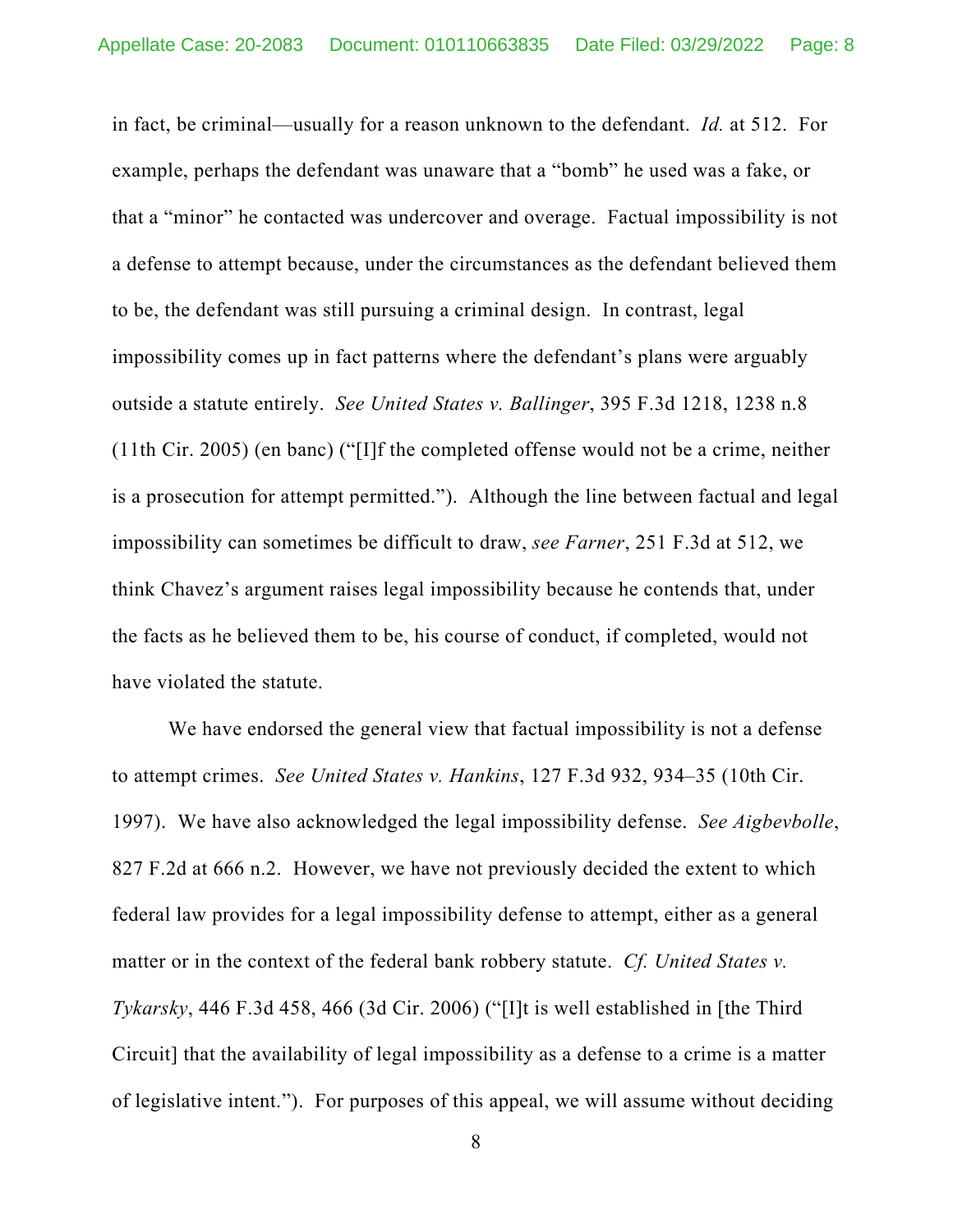in fact, be criminal—usually for a reason unknown to the defendant. *Id.* at 512. For example, perhaps the defendant was unaware that a "bomb" he used was a fake, or that a "minor" he contacted was undercover and overage. Factual impossibility is not a defense to attempt because, under the circumstances as the defendant believed them to be, the defendant was still pursuing a criminal design. In contrast, legal impossibility comes up in fact patterns where the defendant's plans were arguably outside a statute entirely. *See United States v. Ballinger*, 395 F.3d 1218, 1238 n.8 (11th Cir. 2005) (en banc) ("[I]f the completed offense would not be a crime, neither is a prosecution for attempt permitted."). Although the line between factual and legal impossibility can sometimes be difficult to draw, *see Farner*, 251 F.3d at 512, we think Chavez's argument raises legal impossibility because he contends that, under the facts as he believed them to be, his course of conduct, if completed, would not have violated the statute.

We have endorsed the general view that factual impossibility is not a defense to attempt crimes. *See United States v. Hankins*, 127 F.3d 932, 934–35 (10th Cir. 1997). We have also acknowledged the legal impossibility defense. *See Aigbevbolle*, 827 F.2d at 666 n.2. However, we have not previously decided the extent to which federal law provides for a legal impossibility defense to attempt, either as a general matter or in the context of the federal bank robbery statute. *Cf. United States v. Tykarsky*, 446 F.3d 458, 466 (3d Cir. 2006) ("[I]t is well established in [the Third Circuit] that the availability of legal impossibility as a defense to a crime is a matter of legislative intent."). For purposes of this appeal, we will assume without deciding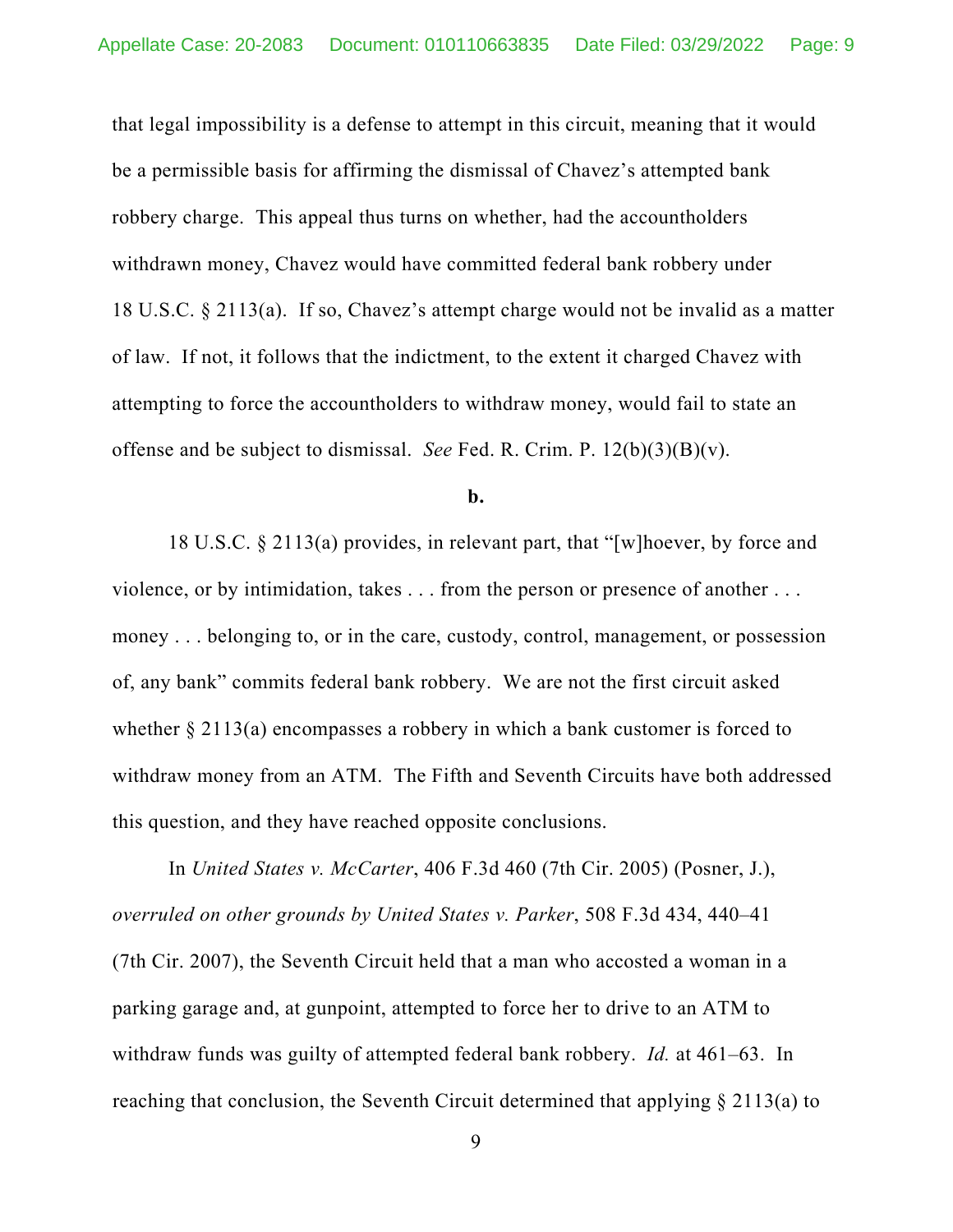that legal impossibility is a defense to attempt in this circuit, meaning that it would be a permissible basis for affirming the dismissal of Chavez's attempted bank robbery charge. This appeal thus turns on whether, had the accountholders withdrawn money, Chavez would have committed federal bank robbery under 18 U.S.C. § 2113(a). If so, Chavez's attempt charge would not be invalid as a matter of law. If not, it follows that the indictment, to the extent it charged Chavez with attempting to force the accountholders to withdraw money, would fail to state an offense and be subject to dismissal. *See* Fed. R. Crim. P. 12(b)(3)(B)(v).

**b.**

18 U.S.C. § 2113(a) provides, in relevant part, that "[w]hoever, by force and violence, or by intimidation, takes . . . from the person or presence of another . . . money . . . belonging to, or in the care, custody, control, management, or possession of, any bank" commits federal bank robbery. We are not the first circuit asked whether § 2113(a) encompasses a robbery in which a bank customer is forced to withdraw money from an ATM. The Fifth and Seventh Circuits have both addressed this question, and they have reached opposite conclusions.

In *United States v. McCarter*, 406 F.3d 460 (7th Cir. 2005) (Posner, J.), *overruled on other grounds by United States v. Parker*, 508 F.3d 434, 440–41 (7th Cir. 2007), the Seventh Circuit held that a man who accosted a woman in a parking garage and, at gunpoint, attempted to force her to drive to an ATM to withdraw funds was guilty of attempted federal bank robbery. *Id.* at 461–63. In reaching that conclusion, the Seventh Circuit determined that applying § 2113(a) to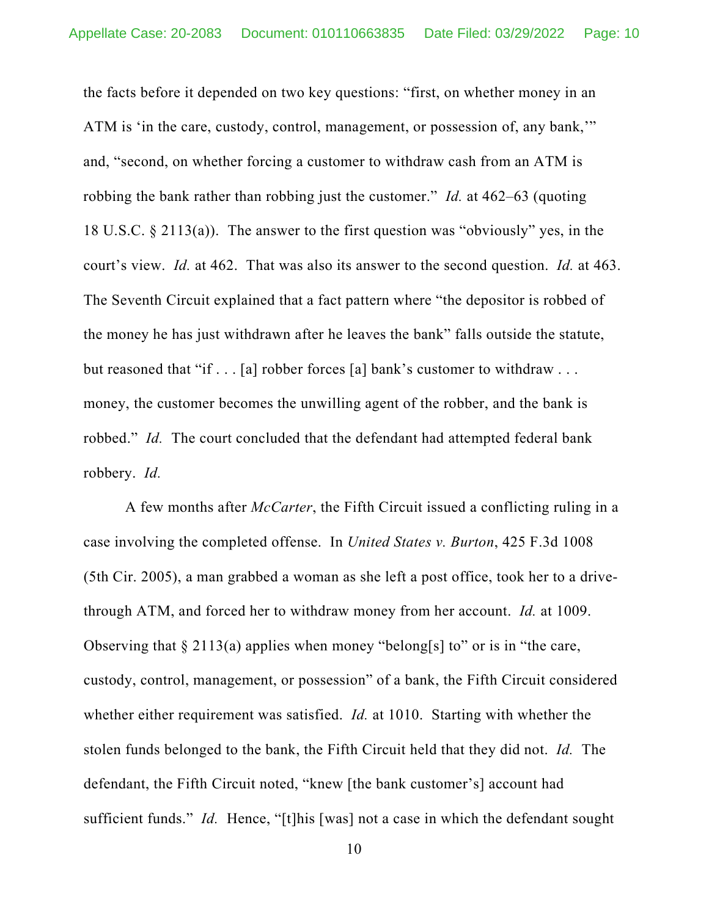the facts before it depended on two key questions: "first, on whether money in an ATM is 'in the care, custody, control, management, or possession of, any bank,'" and, "second, on whether forcing a customer to withdraw cash from an ATM is robbing the bank rather than robbing just the customer." *Id.* at 462–63 (quoting 18 U.S.C. § 2113(a)). The answer to the first question was "obviously" yes, in the court's view. *Id.* at 462. That was also its answer to the second question. *Id.* at 463. The Seventh Circuit explained that a fact pattern where "the depositor is robbed of the money he has just withdrawn after he leaves the bank" falls outside the statute, but reasoned that "if . . . [a] robber forces [a] bank's customer to withdraw . . . money, the customer becomes the unwilling agent of the robber, and the bank is robbed." *Id.* The court concluded that the defendant had attempted federal bank robbery. *Id.*

A few months after *McCarter*, the Fifth Circuit issued a conflicting ruling in a case involving the completed offense. In *United States v. Burton*, 425 F.3d 1008 (5th Cir. 2005), a man grabbed a woman as she left a post office, took her to a drive-through ATM, and forced her to withdraw money from her account. *Id.* at 1009. Observing that § 2113(a) applies when money "belong[s] to" or is in "the care, custody, control, management, or possession" of a bank, the Fifth Circuit considered whether either requirement was satisfied. *Id.* at 1010. Starting with whether the stolen funds belonged to the bank, the Fifth Circuit held that they did not. *Id.* The defendant, the Fifth Circuit noted, "knew [the bank customer's] account had sufficient funds." *Id.* Hence, "[t]his [was] not a case in which the defendant sought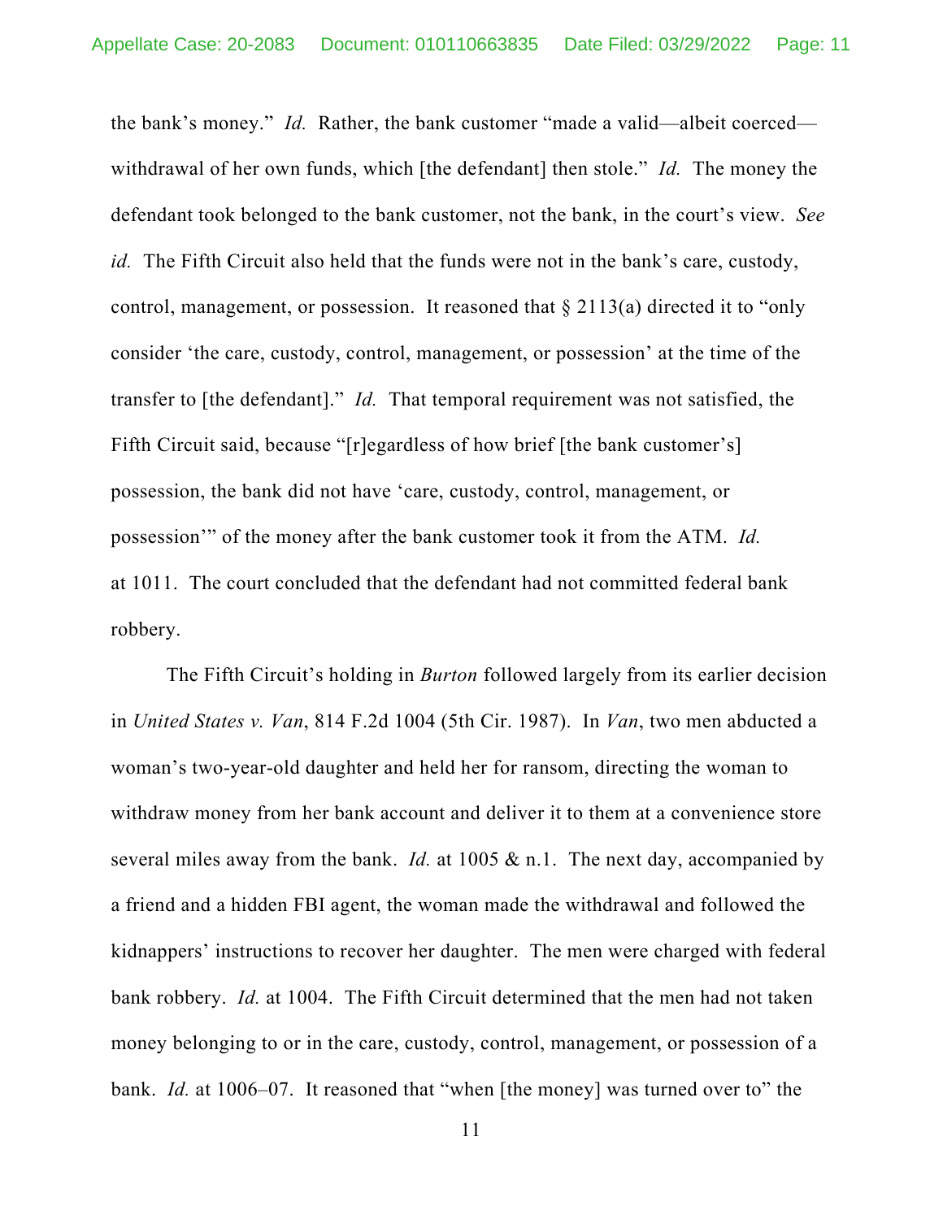the bank's money." *Id.* Rather, the bank customer "made a valid—albeit coerced—withdrawal of her own funds, which [the defendant] then stole." *Id.* The money the defendant took belonged to the bank customer, not the bank, in the court's view. *See id.* The Fifth Circuit also held that the funds were not in the bank's care, custody, control, management, or possession. It reasoned that § 2113(a) directed it to "only consider 'the care, custody, control, management, or possession' at the time of the transfer to [the defendant]." *Id.* That temporal requirement was not satisfied, the Fifth Circuit said, because "[r]egardless of how brief [the bank customer's] possession, the bank did not have 'care, custody, control, management, or possession'" of the money after the bank customer took it from the ATM. *Id.* at 1011. The court concluded that the defendant had not committed federal bank robbery.

The Fifth Circuit's holding in *Burton* followed largely from its earlier decision in *United States v. Van*, 814 F.2d 1004 (5th Cir. 1987). In *Van*, two men abducted a woman's two-year-old daughter and held her for ransom, directing the woman to withdraw money from her bank account and deliver it to them at a convenience store several miles away from the bank. *Id.* at 1005 & n.1. The next day, accompanied by a friend and a hidden FBI agent, the woman made the withdrawal and followed the kidnappers' instructions to recover her daughter. The men were charged with federal bank robbery. *Id.* at 1004. The Fifth Circuit determined that the men had not taken money belonging to or in the care, custody, control, management, or possession of a bank. *Id.* at 1006–07. It reasoned that "when [the money] was turned over to" the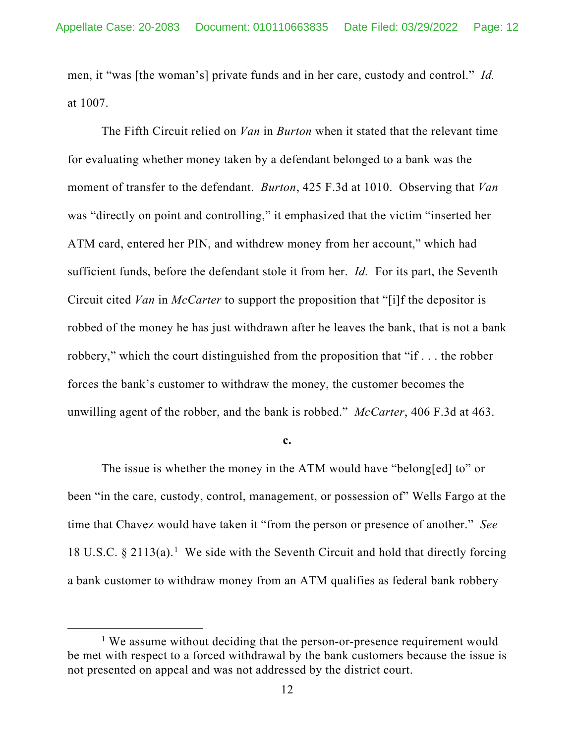men, it "was [the woman's] private funds and in her care, custody and control." *Id.* at 1007.

The Fifth Circuit relied on *Van* in *Burton* when it stated that the relevant time for evaluating whether money taken by a defendant belonged to a bank was the moment of transfer to the defendant. *Burton*, 425 F.3d at 1010. Observing that *Van* was "directly on point and controlling," it emphasized that the victim "inserted her ATM card, entered her PIN, and withdrew money from her account," which had sufficient funds, before the defendant stole it from her. *Id.* For its part, the Seventh Circuit cited *Van* in *McCarter* to support the proposition that "[i]f the depositor is robbed of the money he has just withdrawn after he leaves the bank, that is not a bank robbery," which the court distinguished from the proposition that "if . . . the robber forces the bank's customer to withdraw the money, the customer becomes the unwilling agent of the robber, and the bank is robbed." *McCarter*, 406 F.3d at 463.

**c.**

The issue is whether the money in the ATM would have "belong[ed] to" or been "in the care, custody, control, management, or possession of" Wells Fargo at the time that Chavez would have taken it "from the person or presence of another." *See* 18 U.S.C. § 2113(a).[1] We side with the Seventh Circuit and hold that directly forcing a bank customer to withdraw money from an ATM qualifies as federal bank robbery

[1] We assume without deciding that the person-or-presence requirement would be met with respect to a forced withdrawal by the bank customers because the issue is not presented on appeal and was not addressed by the district court.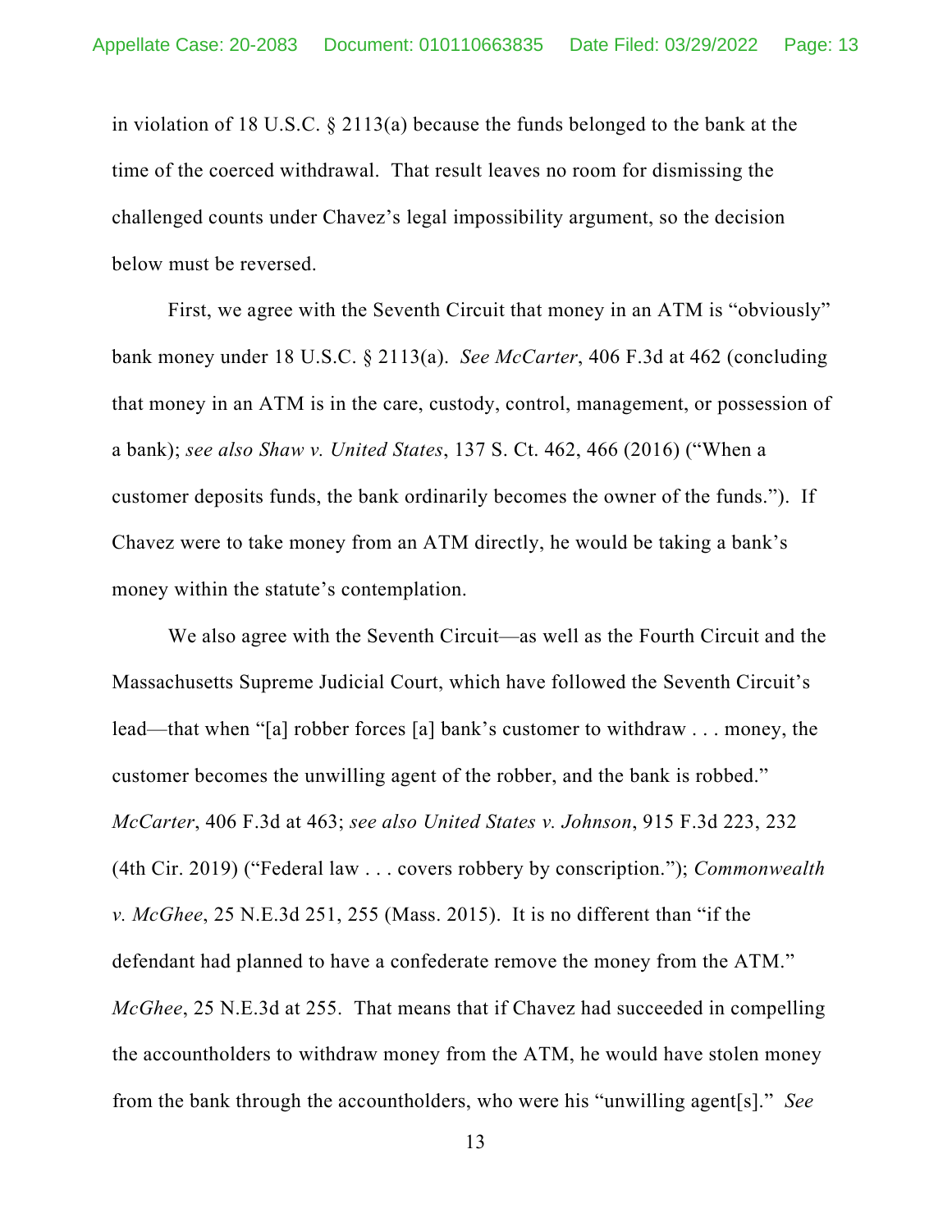in violation of 18 U.S.C. § 2113(a) because the funds belonged to the bank at the time of the coerced withdrawal. That result leaves no room for dismissing the challenged counts under Chavez's legal impossibility argument, so the decision below must be reversed.

First, we agree with the Seventh Circuit that money in an ATM is "obviously" bank money under 18 U.S.C. § 2113(a). *See McCarter*, 406 F.3d at 462 (concluding that money in an ATM is in the care, custody, control, management, or possession of a bank); *see also Shaw v. United States*, 137 S. Ct. 462, 466 (2016) ("When a customer deposits funds, the bank ordinarily becomes the owner of the funds."). If Chavez were to take money from an ATM directly, he would be taking a bank's money within the statute's contemplation.

We also agree with the Seventh Circuit—as well as the Fourth Circuit and the Massachusetts Supreme Judicial Court, which have followed the Seventh Circuit's lead—that when "[a] robber forces [a] bank's customer to withdraw . . . money, the customer becomes the unwilling agent of the robber, and the bank is robbed." *McCarter*, 406 F.3d at 463; *see also United States v. Johnson*, 915 F.3d 223, 232 (4th Cir. 2019) ("Federal law . . . covers robbery by conscription."); *Commonwealth v. McGhee*, 25 N.E.3d 251, 255 (Mass. 2015). It is no different than "if the defendant had planned to have a confederate remove the money from the ATM." *McGhee*, 25 N.E.3d at 255. That means that if Chavez had succeeded in compelling the accountholders to withdraw money from the ATM, he would have stolen money from the bank through the accountholders, who were his "unwilling agent[s]." *See*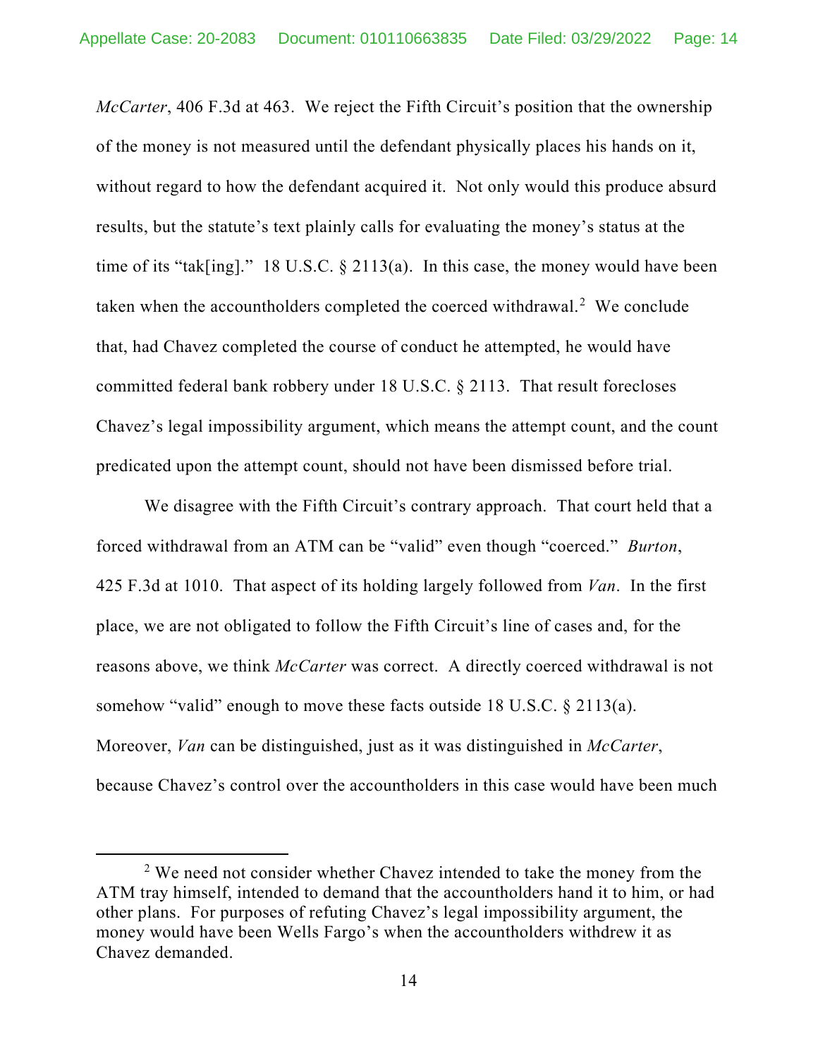*McCarter*, 406 F.3d at 463. We reject the Fifth Circuit's position that the ownership of the money is not measured until the defendant physically places his hands on it, without regard to how the defendant acquired it. Not only would this produce absurd results, but the statute's text plainly calls for evaluating the money's status at the time of its "tak[ing]." 18 U.S.C. § 2113(a). In this case, the money would have been taken when the accountholders completed the coerced withdrawal.[2] We conclude that, had Chavez completed the course of conduct he attempted, he would have committed federal bank robbery under 18 U.S.C. § 2113. That result forecloses Chavez's legal impossibility argument, which means the attempt count, and the count predicated upon the attempt count, should not have been dismissed before trial.

We disagree with the Fifth Circuit's contrary approach. That court held that a forced withdrawal from an ATM can be "valid" even though "coerced." *Burton*, 425 F.3d at 1010. That aspect of its holding largely followed from *Van*. In the first place, we are not obligated to follow the Fifth Circuit's line of cases and, for the reasons above, we think *McCarter* was correct. A directly coerced withdrawal is not somehow "valid" enough to move these facts outside 18 U.S.C. § 2113(a). Moreover, *Van* can be distinguished, just as it was distinguished in *McCarter*, because Chavez's control over the accountholders in this case would have been much

[2] We need not consider whether Chavez intended to take the money from the ATM tray himself, intended to demand that the accountholders hand it to him, or had other plans. For purposes of refuting Chavez's legal impossibility argument, the money would have been Wells Fargo's when the accountholders withdrew it as Chavez demanded.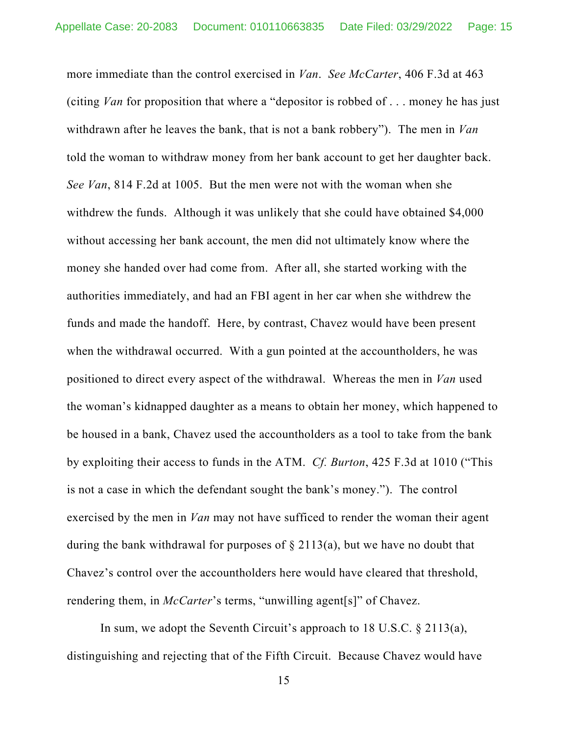more immediate than the control exercised in *Van*. *See McCarter*, 406 F.3d at 463 (citing *Van* for proposition that where a "depositor is robbed of . . . money he has just withdrawn after he leaves the bank, that is not a bank robbery"). The men in *Van* told the woman to withdraw money from her bank account to get her daughter back. *See Van*, 814 F.2d at 1005. But the men were not with the woman when she withdrew the funds. Although it was unlikely that she could have obtained $4,000 without accessing her bank account, the men did not ultimately know where the money she handed over had come from. After all, she started working with the authorities immediately, and had an FBI agent in her car when she withdrew the funds and made the handoff. Here, by contrast, Chavez would have been present when the withdrawal occurred. With a gun pointed at the accountholders, he was positioned to direct every aspect of the withdrawal. Whereas the men in *Van* used the woman's kidnapped daughter as a means to obtain her money, which happened to be housed in a bank, Chavez used the accountholders as a tool to take from the bank by exploiting their access to funds in the ATM. *Cf. Burton*, 425 F.3d at 1010 ("This is not a case in which the defendant sought the bank's money."). The control exercised by the men in *Van* may not have sufficed to render the woman their agent during the bank withdrawal for purposes of § 2113(a), but we have no doubt that Chavez's control over the accountholders here would have cleared that threshold, rendering them, in *McCarter*'s terms, "unwilling agent[s]" of Chavez.

In sum, we adopt the Seventh Circuit's approach to 18 U.S.C. § 2113(a), distinguishing and rejecting that of the Fifth Circuit. Because Chavez would have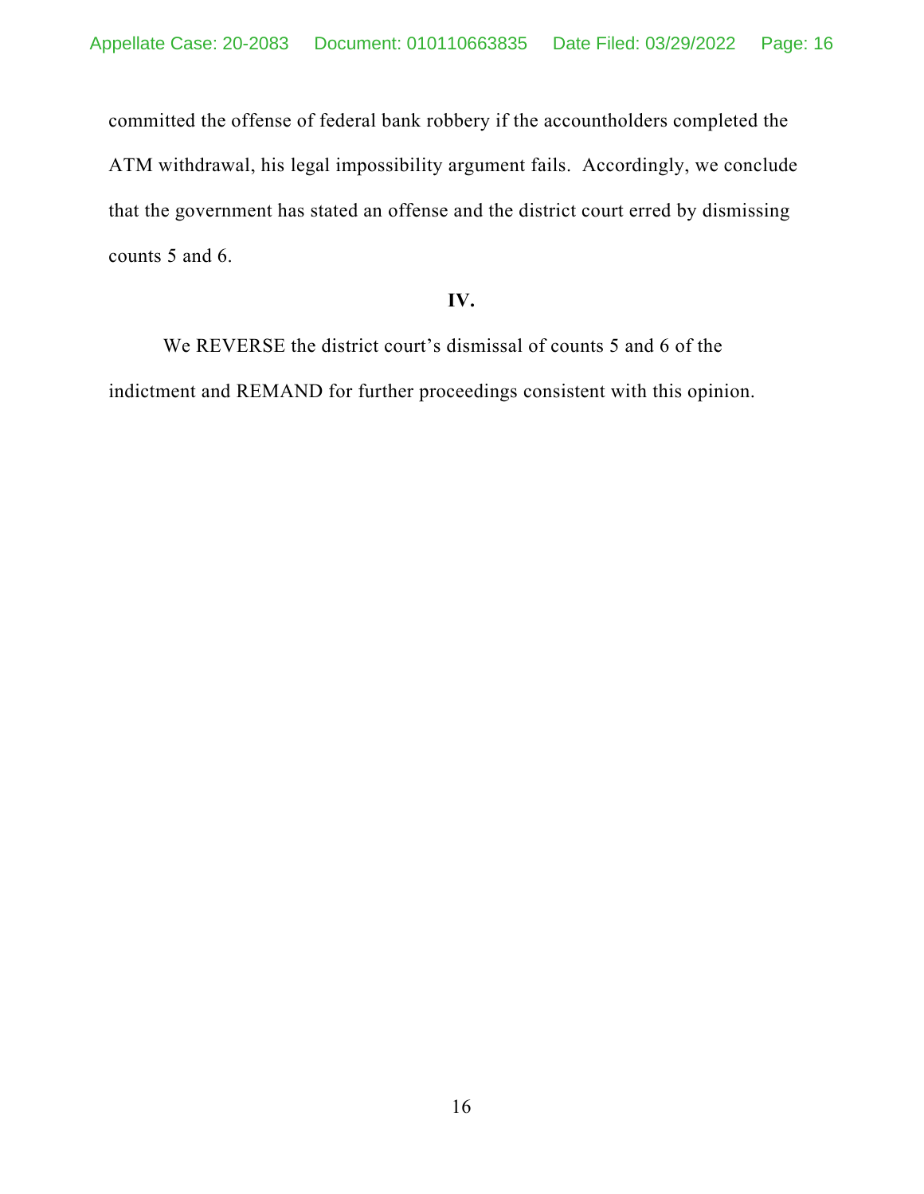committed the offense of federal bank robbery if the accountholders completed the ATM withdrawal, his legal impossibility argument fails. Accordingly, we conclude that the government has stated an offense and the district court erred by dismissing counts 5 and 6.

## IV.

We REVERSE the district court's dismissal of counts 5 and 6 of the indictment and REMAND for further proceedings consistent with this opinion.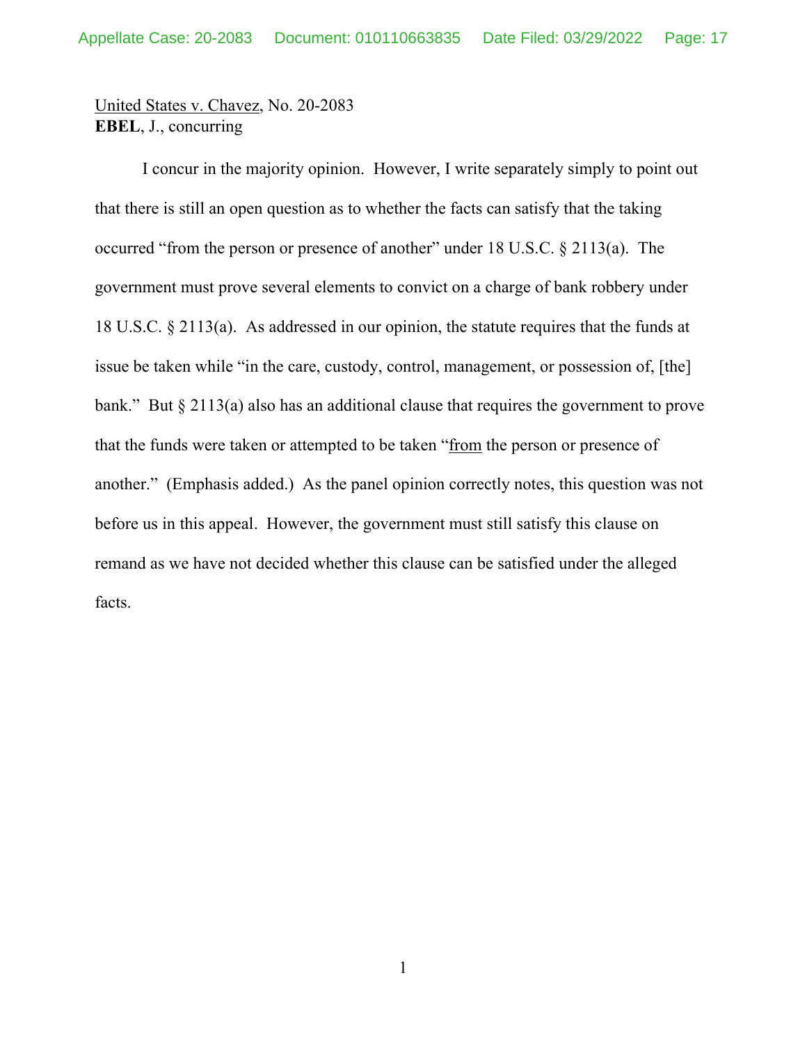United States v. Chavez, No. 20-2083
**EBEL**, J., concurring

I concur in the majority opinion. However, I write separately simply to point out that there is still an open question as to whether the facts can satisfy that the taking occurred "from the person or presence of another" under 18 U.S.C. § 2113(a). The government must prove several elements to convict on a charge of bank robbery under 18 U.S.C. § 2113(a). As addressed in our opinion, the statute requires that the funds at issue be taken while "in the care, custody, control, management, or possession of, [the] bank." But § 2113(a) also has an additional clause that requires the government to prove that the funds were taken or attempted to be taken "from the person or presence of another." (Emphasis added.) As the panel opinion correctly notes, this question was not before us in this appeal. However, the government must still satisfy this clause on remand as we have not decided whether this clause can be satisfied under the alleged facts.